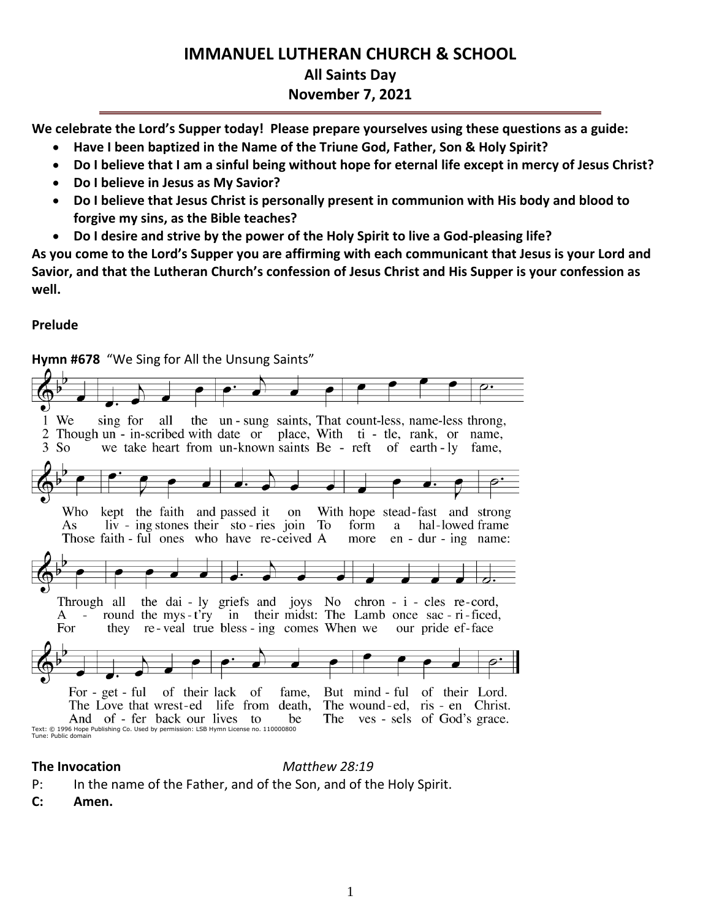# IMMANUEL LUTHERAN CHURCH & SCHOOL

## All Saints Day

## November 7, 2021

**We celebrate the Lord's Supper today! Please prepare yourselves using these questions as a guide:**

- **Have I been baptized in the Name of the Triune God, Father, Son & Holy Spirit?**
- **Do I believe that I am a sinful being without hope for eternal life except in mercy of Jesus Christ?**
- **Do I believe in Jesus as My Savior?**
- **Do I believe that Jesus Christ is personally present in communion with His body and blood to forgive my sins, as the Bible teaches?**
- **Do I desire and strive by the power of the Holy Spirit to live a God-pleasing life?**

**As you come to the Lord's Supper you are affirming with each communicant that Jesus is your Lord and Savior, and that the Lutheran Church's confession of Jesus Christ and His Supper is your confession as well.**

**Prelude**

**Hymn #678** "We Sing for All the Unsung Saints"

1 We sing for all the un-sung saints, That count-less, name-less throng,
Who kept the faith and passed it on With hope stead-fast and strong
Through all the dai-ly griefs and joys No chron-i-cles re-cord,
For-get-ful of their lack of fame, But mind-ful of their Lord.

2 Though un-in-scribed with date or place, With ti-tle, rank, or name,
As liv-ing stones their sto-ries join To form a hal-lowed frame
A-round the mys-t'ry in their midst: The Lamb once sac-ri-ficed,
The Love that wrest-ed life from death, The wound-ed, ris-en Christ.

3 So we take heart from un-known saints Be-reft of earth-ly fame,
Those faith-ful ones who have re-ceived A more en-dur-ing name:
For they re-veal true bless-ing comes When we our pride ef-face
And of-fer back our lives to be The ves-sels of God's grace.

Text: © 1996 Hope Publishing Co. Used by permission: LSB Hymn License no. 110000800
Tune: Public domain

**The Invocation** *Matthew 28:19*

P: In the name of the Father, and of the Son, and of the Holy Spirit.

**C: Amen.**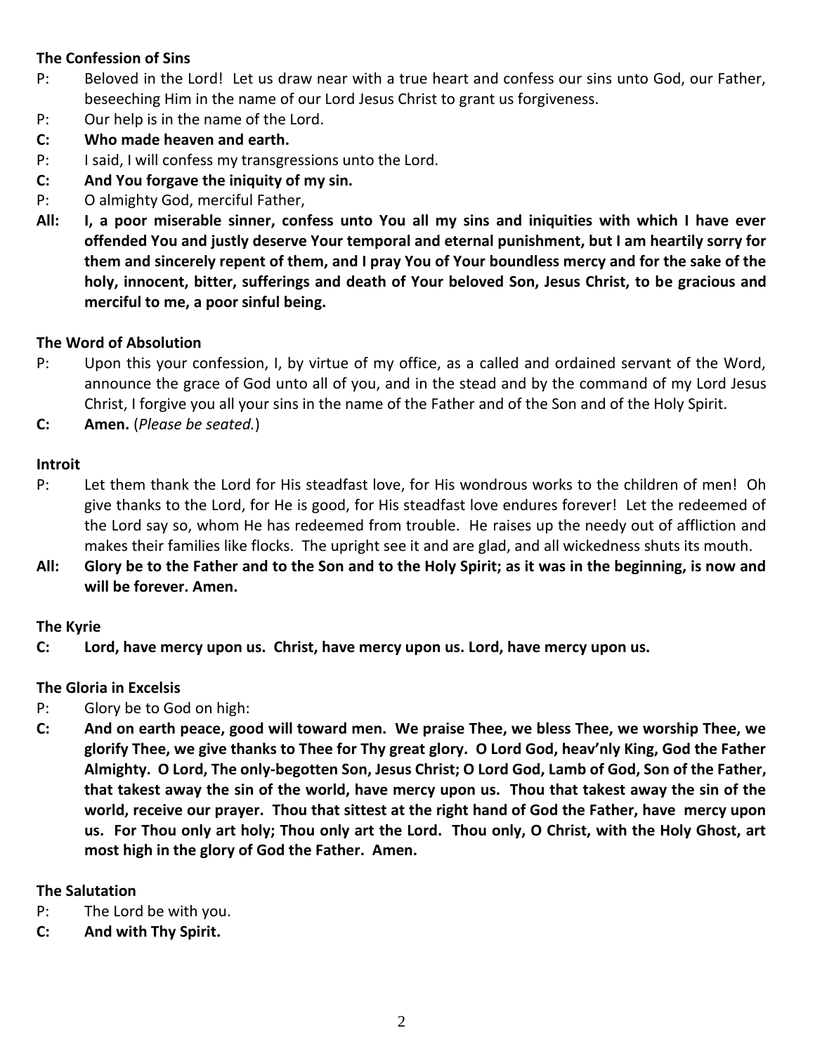**The Confession of Sins**

P: Beloved in the Lord! Let us draw near with a true heart and confess our sins unto God, our Father, beseeching Him in the name of our Lord Jesus Christ to grant us forgiveness.

P: Our help is in the name of the Lord.

**C: Who made heaven and earth.**

P: I said, I will confess my transgressions unto the Lord.

**C: And You forgave the iniquity of my sin.**

P: O almighty God, merciful Father,

**All: I, a poor miserable sinner, confess unto You all my sins and iniquities with which I have ever offended You and justly deserve Your temporal and eternal punishment, but I am heartily sorry for them and sincerely repent of them, and I pray You of Your boundless mercy and for the sake of the holy, innocent, bitter, sufferings and death of Your beloved Son, Jesus Christ, to be gracious and merciful to me, a poor sinful being.**

**The Word of Absolution**

P: Upon this your confession, I, by virtue of my office, as a called and ordained servant of the Word, announce the grace of God unto all of you, and in the stead and by the command of my Lord Jesus Christ, I forgive you all your sins in the name of the Father and of the Son and of the Holy Spirit.

**C: Amen.** (*Please be seated.*)

**Introit**

P: Let them thank the Lord for His steadfast love, for His wondrous works to the children of men! Oh give thanks to the Lord, for He is good, for His steadfast love endures forever! Let the redeemed of the Lord say so, whom He has redeemed from trouble. He raises up the needy out of affliction and makes their families like flocks. The upright see it and are glad, and all wickedness shuts its mouth.

**All: Glory be to the Father and to the Son and to the Holy Spirit; as it was in the beginning, is now and will be forever. Amen.**

**The Kyrie**

**C: Lord, have mercy upon us. Christ, have mercy upon us. Lord, have mercy upon us.**

**The Gloria in Excelsis**

P: Glory be to God on high:

**C: And on earth peace, good will toward men. We praise Thee, we bless Thee, we worship Thee, we glorify Thee, we give thanks to Thee for Thy great glory. O Lord God, heav'nly King, God the Father Almighty. O Lord, The only-begotten Son, Jesus Christ; O Lord God, Lamb of God, Son of the Father, that takest away the sin of the world, have mercy upon us. Thou that takest away the sin of the world, receive our prayer. Thou that sittest at the right hand of God the Father, have mercy upon us. For Thou only art holy; Thou only art the Lord. Thou only, O Christ, with the Holy Ghost, art most high in the glory of God the Father. Amen.**

**The Salutation**

P: The Lord be with you.

**C: And with Thy Spirit.**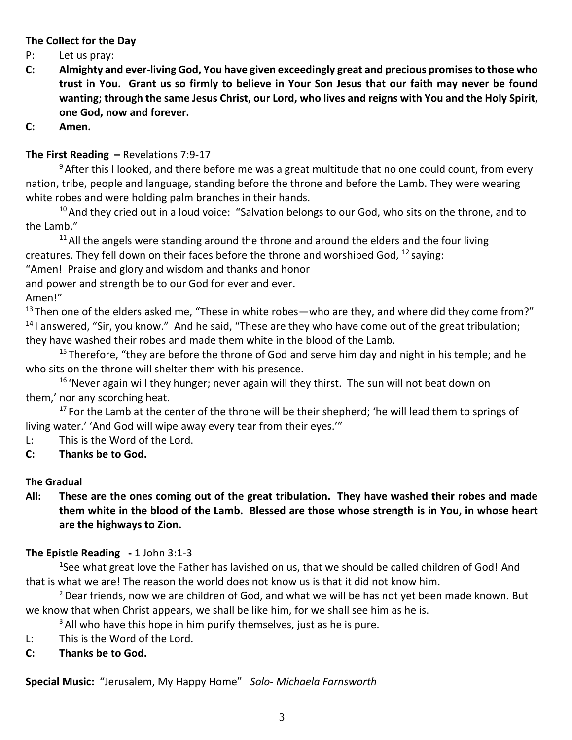**The Collect for the Day**

P: Let us pray:

**C: Almighty and ever-living God, You have given exceedingly great and precious promises to those who trust in You. Grant us so firmly to believe in Your Son Jesus that our faith may never be found wanting; through the same Jesus Christ, our Lord, who lives and reigns with You and the Holy Spirit, one God, now and forever.**

**C: Amen.**

**The First Reading –** Revelations 7:9-17

[9] After this I looked, and there before me was a great multitude that no one could count, from every nation, tribe, people and language, standing before the throne and before the Lamb. They were wearing white robes and were holding palm branches in their hands.

[10] And they cried out in a loud voice: "Salvation belongs to our God, who sits on the throne, and to the Lamb."

[11] All the angels were standing around the throne and around the elders and the four living creatures. They fell down on their faces before the throne and worshiped God, [12] saying:

"Amen! Praise and glory and wisdom and thanks and honor
and power and strength be to our God for ever and ever.
Amen!"

[13] Then one of the elders asked me, "These in white robes—who are they, and where did they come from?" [14] I answered, "Sir, you know." And he said, "These are they who have come out of the great tribulation; they have washed their robes and made them white in the blood of the Lamb.

[15] Therefore, "they are before the throne of God and serve him day and night in his temple; and he who sits on the throne will shelter them with his presence.

[16] 'Never again will they hunger; never again will they thirst. The sun will not beat down on them,' nor any scorching heat.

[17] For the Lamb at the center of the throne will be their shepherd; 'he will lead them to springs of living water.' 'And God will wipe away every tear from their eyes.'"

L: This is the Word of the Lord.

**C: Thanks be to God.**

**The Gradual**

**All: These are the ones coming out of the great tribulation. They have washed their robes and made them white in the blood of the Lamb. Blessed are those whose strength is in You, in whose heart are the highways to Zion.**

**The Epistle Reading -** 1 John 3:1-3

[1] See what great love the Father has lavished on us, that we should be called children of God! And that is what we are! The reason the world does not know us is that it did not know him.

[2] Dear friends, now we are children of God, and what we will be has not yet been made known. But we know that when Christ appears, we shall be like him, for we shall see him as he is.

[3] All who have this hope in him purify themselves, just as he is pure.

L: This is the Word of the Lord.

**C: Thanks be to God.**

**Special Music:** "Jerusalem, My Happy Home" *Solo- Michaela Farnsworth*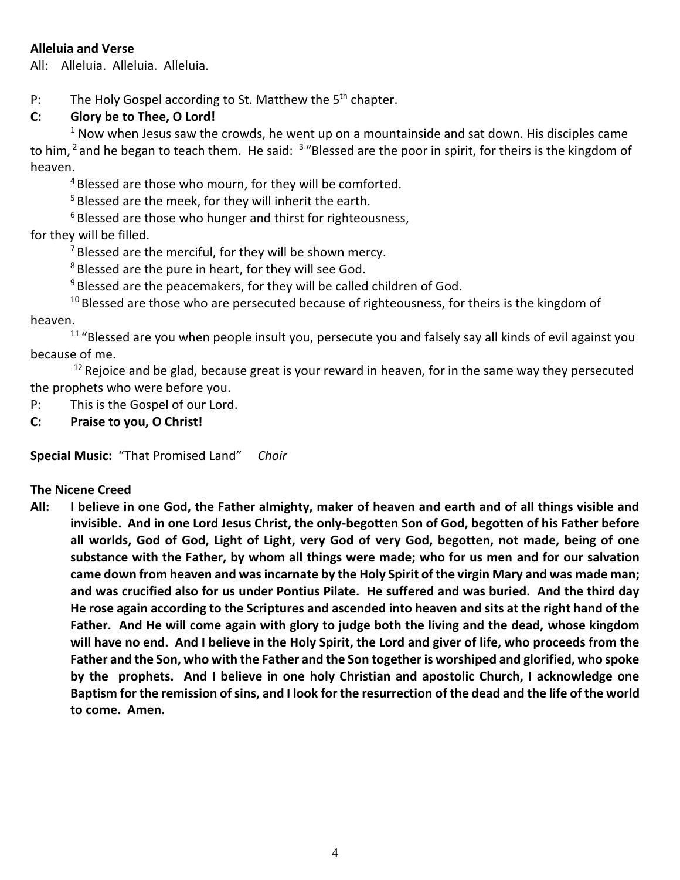**Alleluia and Verse**

All: Alleluia. Alleluia. Alleluia.

P: The Holy Gospel according to St. Matthew the 5th chapter.

**C: Glory be to Thee, O Lord!**

[1] Now when Jesus saw the crowds, he went up on a mountainside and sat down. His disciples came to him, [2] and he began to teach them. He said: [3] "Blessed are the poor in spirit, for theirs is the kingdom of heaven.

[4] Blessed are those who mourn, for they will be comforted.

[5] Blessed are the meek, for they will inherit the earth.

[6] Blessed are those who hunger and thirst for righteousness, for they will be filled.

[7] Blessed are the merciful, for they will be shown mercy.

[8] Blessed are the pure in heart, for they will see God.

[9] Blessed are the peacemakers, for they will be called children of God.

[10] Blessed are those who are persecuted because of righteousness, for theirs is the kingdom of heaven.

[11] "Blessed are you when people insult you, persecute you and falsely say all kinds of evil against you because of me.

[12] Rejoice and be glad, because great is your reward in heaven, for in the same way they persecuted the prophets who were before you.

P: This is the Gospel of our Lord.

**C: Praise to you, O Christ!**

**Special Music:** "That Promised Land" *Choir*

**The Nicene Creed**

**All: I believe in one God, the Father almighty, maker of heaven and earth and of all things visible and invisible. And in one Lord Jesus Christ, the only-begotten Son of God, begotten of his Father before all worlds, God of God, Light of Light, very God of very God, begotten, not made, being of one substance with the Father, by whom all things were made; who for us men and for our salvation came down from heaven and was incarnate by the Holy Spirit of the virgin Mary and was made man; and was crucified also for us under Pontius Pilate. He suffered and was buried. And the third day He rose again according to the Scriptures and ascended into heaven and sits at the right hand of the Father. And He will come again with glory to judge both the living and the dead, whose kingdom will have no end. And I believe in the Holy Spirit, the Lord and giver of life, who proceeds from the Father and the Son, who with the Father and the Son together is worshiped and glorified, who spoke by the prophets. And I believe in one holy Christian and apostolic Church, I acknowledge one Baptism for the remission of sins, and I look for the resurrection of the dead and the life of the world to come. Amen.**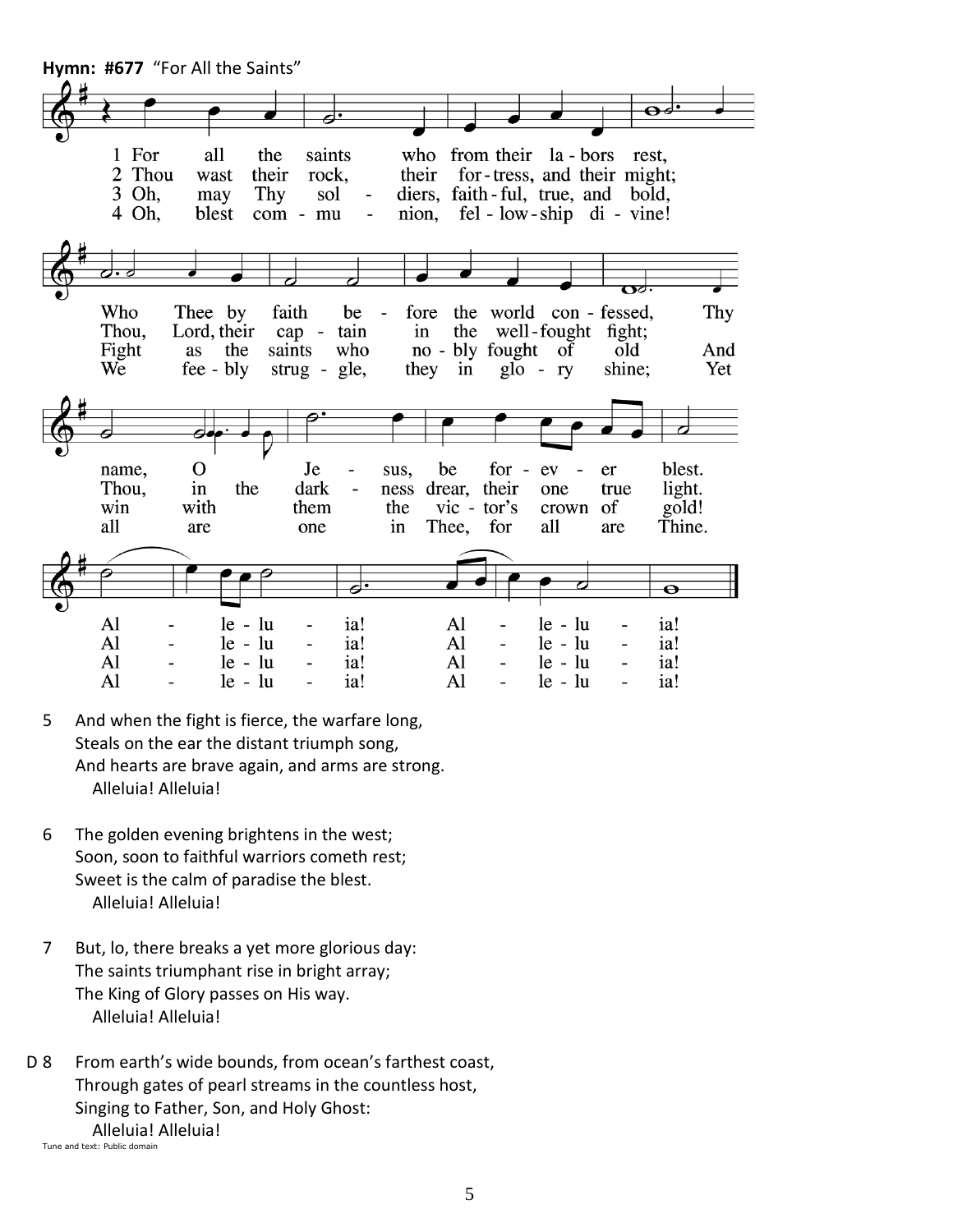**Hymn: #677** "For All the Saints"

1 For all the saints who from their labors rest,
Who Thee by faith before the world confessed,
Thy name, O Jesus, be forever blest.
Alleluia! Alleluia!

2 Thou wast their rock, their fortress, and their might;
Thou, Lord, their captain in the well-fought fight;
Thou, in the darkness drear, their one true light.
Alleluia! Alleluia!

3 Oh, may Thy soldiers, faithful, true, and bold,
Fight as the saints who nobly fought of old
And win with them the victor's crown of gold!
Alleluia! Alleluia!

4 Oh, blest communion, fellowship divine!
We feebly struggle, they in glory shine;
Yet all are one in Thee, for all are Thine.
Alleluia! Alleluia!

5 And when the fight is fierce, the warfare long,
Steals on the ear the distant triumph song,
And hearts are brave again, and arms are strong.
Alleluia! Alleluia!

6 The golden evening brightens in the west;
Soon, soon to faithful warriors cometh rest;
Sweet is the calm of paradise the blest.
Alleluia! Alleluia!

7 But, lo, there breaks a yet more glorious day:
The saints triumphant rise in bright array;
The King of Glory passes on His way.
Alleluia! Alleluia!

D 8 From earth's wide bounds, from ocean's farthest coast,
Through gates of pearl streams in the countless host,
Singing to Father, Son, and Holy Ghost:
Alleluia! Alleluia!

Tune and text: Public domain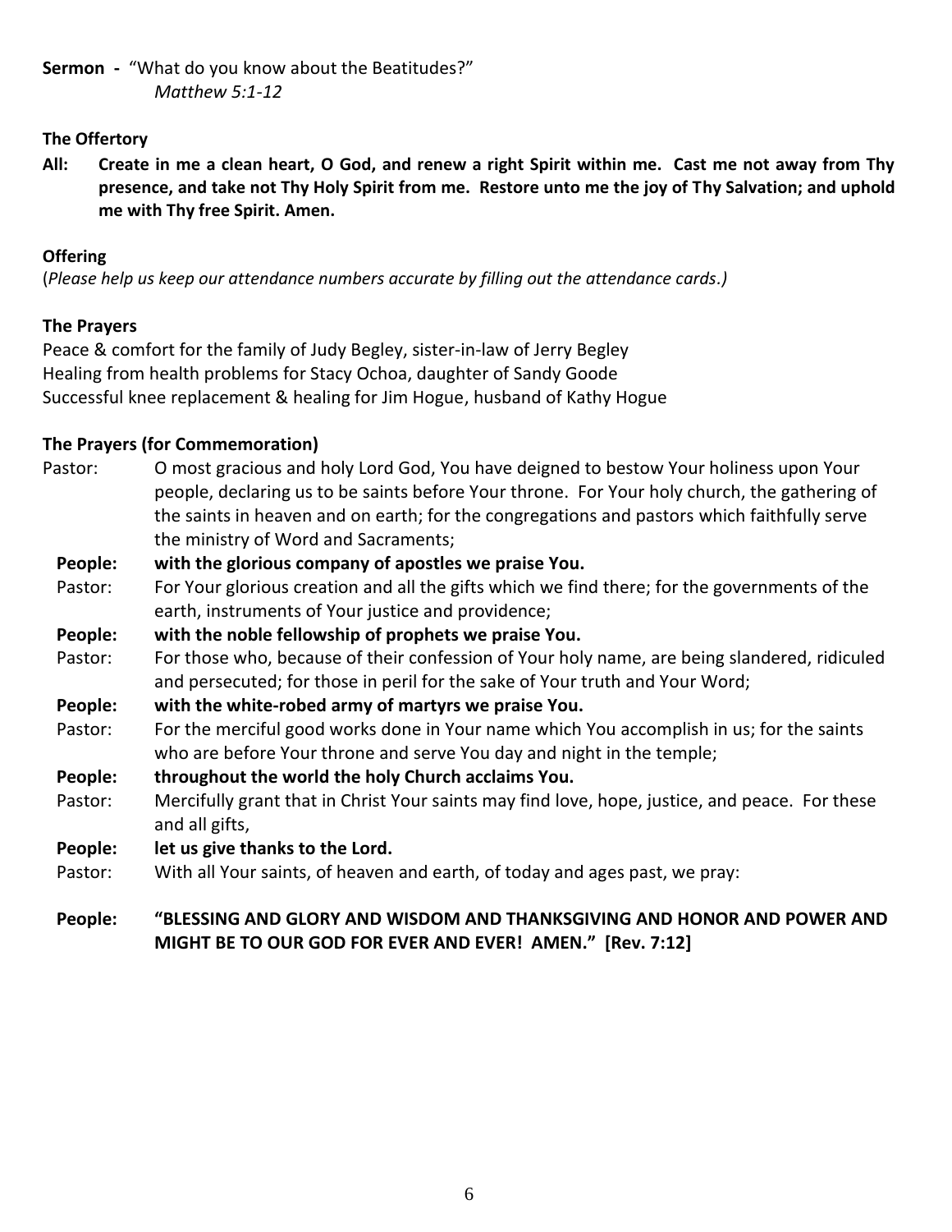**Sermon -** "What do you know about the Beatitudes?"
*Matthew 5:1-12*

**The Offertory**

**All: Create in me a clean heart, O God, and renew a right Spirit within me. Cast me not away from Thy presence, and take not Thy Holy Spirit from me. Restore unto me the joy of Thy Salvation; and uphold me with Thy free Spirit. Amen.**

**Offering**

(*Please help us keep our attendance numbers accurate by filling out the attendance cards.)*

**The Prayers**

Peace & comfort for the family of Judy Begley, sister-in-law of Jerry Begley
Healing from health problems for Stacy Ochoa, daughter of Sandy Goode
Successful knee replacement & healing for Jim Hogue, husband of Kathy Hogue

**The Prayers (for Commemoration)**

Pastor: O most gracious and holy Lord God, You have deigned to bestow Your holiness upon Your people, declaring us to be saints before Your throne. For Your holy church, the gathering of the saints in heaven and on earth; for the congregations and pastors which faithfully serve the ministry of Word and Sacraments;

**People: with the glorious company of apostles we praise You.**

Pastor: For Your glorious creation and all the gifts which we find there; for the governments of the earth, instruments of Your justice and providence;

**People: with the noble fellowship of prophets we praise You.**

Pastor: For those who, because of their confession of Your holy name, are being slandered, ridiculed and persecuted; for those in peril for the sake of Your truth and Your Word;

**People: with the white-robed army of martyrs we praise You.**

Pastor: For the merciful good works done in Your name which You accomplish in us; for the saints who are before Your throne and serve You day and night in the temple;

**People: throughout the world the holy Church acclaims You.**

Pastor: Mercifully grant that in Christ Your saints may find love, hope, justice, and peace. For these and all gifts,

**People: let us give thanks to the Lord.**

Pastor: With all Your saints, of heaven and earth, of today and ages past, we pray:

**People: "BLESSING AND GLORY AND WISDOM AND THANKSGIVING AND HONOR AND POWER AND MIGHT BE TO OUR GOD FOR EVER AND EVER! AMEN." [Rev. 7:12]**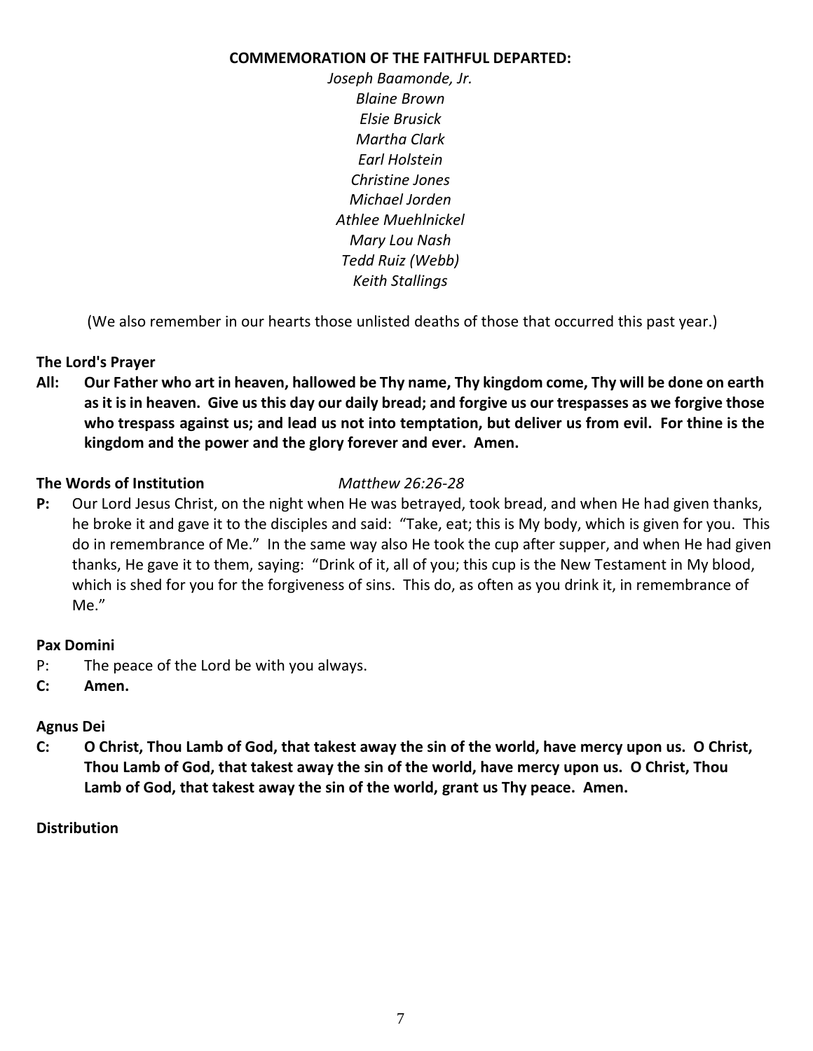**COMMEMORATION OF THE FAITHFUL DEPARTED:**

*Joseph Baamonde, Jr.*
*Blaine Brown*
*Elsie Brusick*
*Martha Clark*
*Earl Holstein*
*Christine Jones*
*Michael Jorden*
*Athlee Muehlnickel*
*Mary Lou Nash*
*Tedd Ruiz (Webb)*
*Keith Stallings*

(We also remember in our hearts those unlisted deaths of those that occurred this past year.)

**The Lord's Prayer**

**All: Our Father who art in heaven, hallowed be Thy name, Thy kingdom come, Thy will be done on earth as it is in heaven. Give us this day our daily bread; and forgive us our trespasses as we forgive those who trespass against us; and lead us not into temptation, but deliver us from evil. For thine is the kingdom and the power and the glory forever and ever. Amen.**

**The Words of Institution** *Matthew 26:26-28*

**P:** Our Lord Jesus Christ, on the night when He was betrayed, took bread, and when He had given thanks, he broke it and gave it to the disciples and said: "Take, eat; this is My body, which is given for you. This do in remembrance of Me." In the same way also He took the cup after supper, and when He had given thanks, He gave it to them, saying: "Drink of it, all of you; this cup is the New Testament in My blood, which is shed for you for the forgiveness of sins. This do, as often as you drink it, in remembrance of Me."

**Pax Domini**

P: The peace of the Lord be with you always.

**C: Amen.**

**Agnus Dei**

**C: O Christ, Thou Lamb of God, that takest away the sin of the world, have mercy upon us. O Christ, Thou Lamb of God, that takest away the sin of the world, have mercy upon us. O Christ, Thou Lamb of God, that takest away the sin of the world, grant us Thy peace. Amen.**

**Distribution**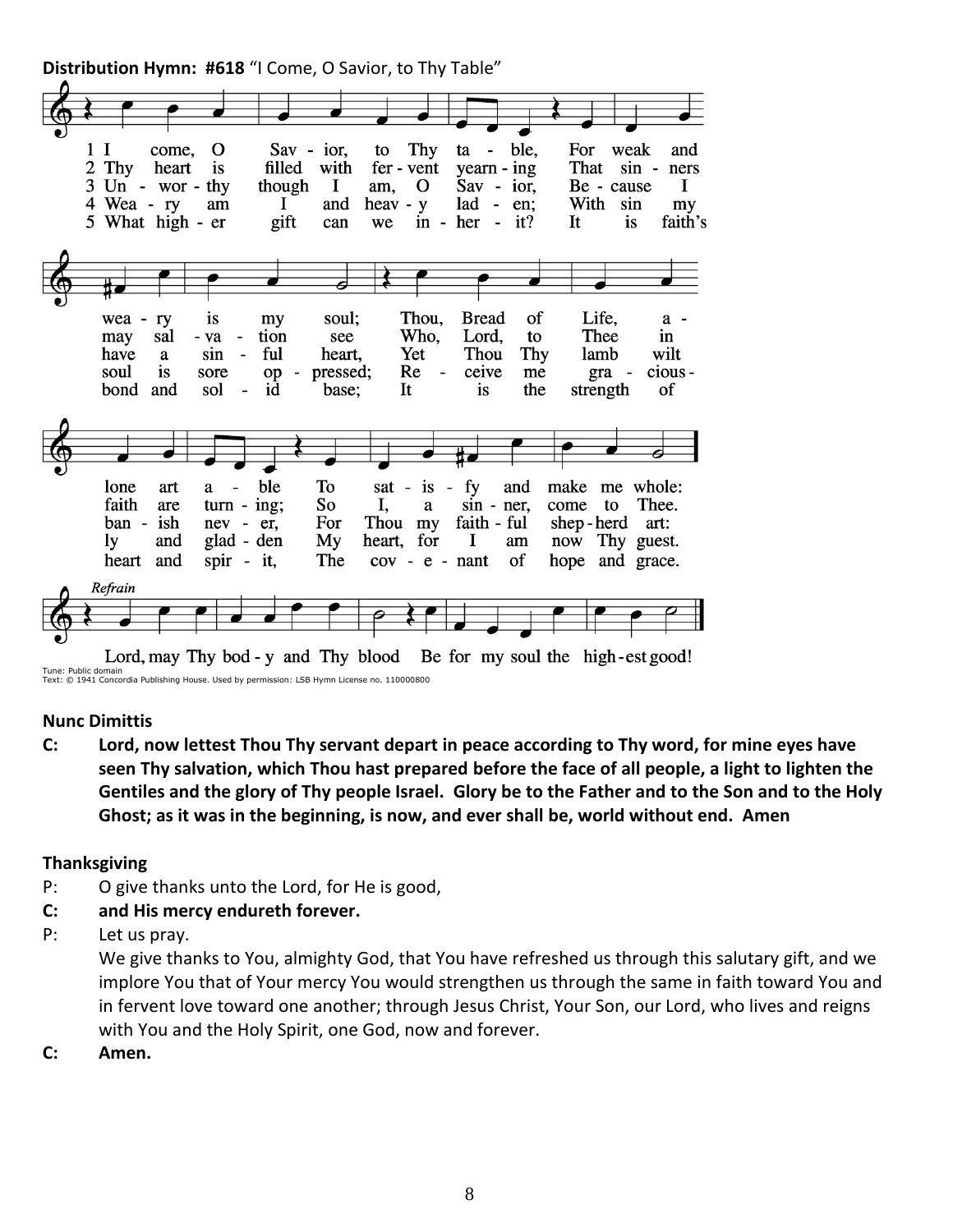**Distribution Hymn: #618** "I Come, O Savior, to Thy Table"

1 I come, O Savior, to Thy table,
For weak and weary is my soul;
Thou, Bread of Life, alone art able
To satisfy and make me whole:

2 Thy heart is filled with fervent yearning
That sinners may salvation see
Who, Lord, to Thee in faith are turning;
So I, a sinner, come to Thee.

3 Unworthy though I am, O Savior,
Because I have a sinful heart,
Yet Thou Thy lamb wilt banish never,
For Thou my faithful shepherd art:

4 Weary am I and heavy laden;
With sin my soul is sore oppressed;
Receive me graciously and gladden
My heart, for I am now Thy guest.

5 What higher gift can we inherit?
It is faith's bond and solid base;
It is the strength of heart and spirit,
The covenant of hope and grace.

*Refrain*
Lord, may Thy body and Thy blood
Be for my soul the highest good!

Tune: Public domain
Text: © 1941 Concordia Publishing House. Used by permission: LSB Hymn License no. 110000800

**Nunc Dimittis**

**C: Lord, now lettest Thou Thy servant depart in peace according to Thy word, for mine eyes have seen Thy salvation, which Thou hast prepared before the face of all people, a light to lighten the Gentiles and the glory of Thy people Israel. Glory be to the Father and to the Son and to the Holy Ghost; as it was in the beginning, is now, and ever shall be, world without end. Amen**

**Thanksgiving**

P: O give thanks unto the Lord, for He is good,

**C: and His mercy endureth forever.**

P: Let us pray.
We give thanks to You, almighty God, that You have refreshed us through this salutary gift, and we implore You that of Your mercy You would strengthen us through the same in faith toward You and in fervent love toward one another; through Jesus Christ, Your Son, our Lord, who lives and reigns with You and the Holy Spirit, one God, now and forever.

**C: Amen.**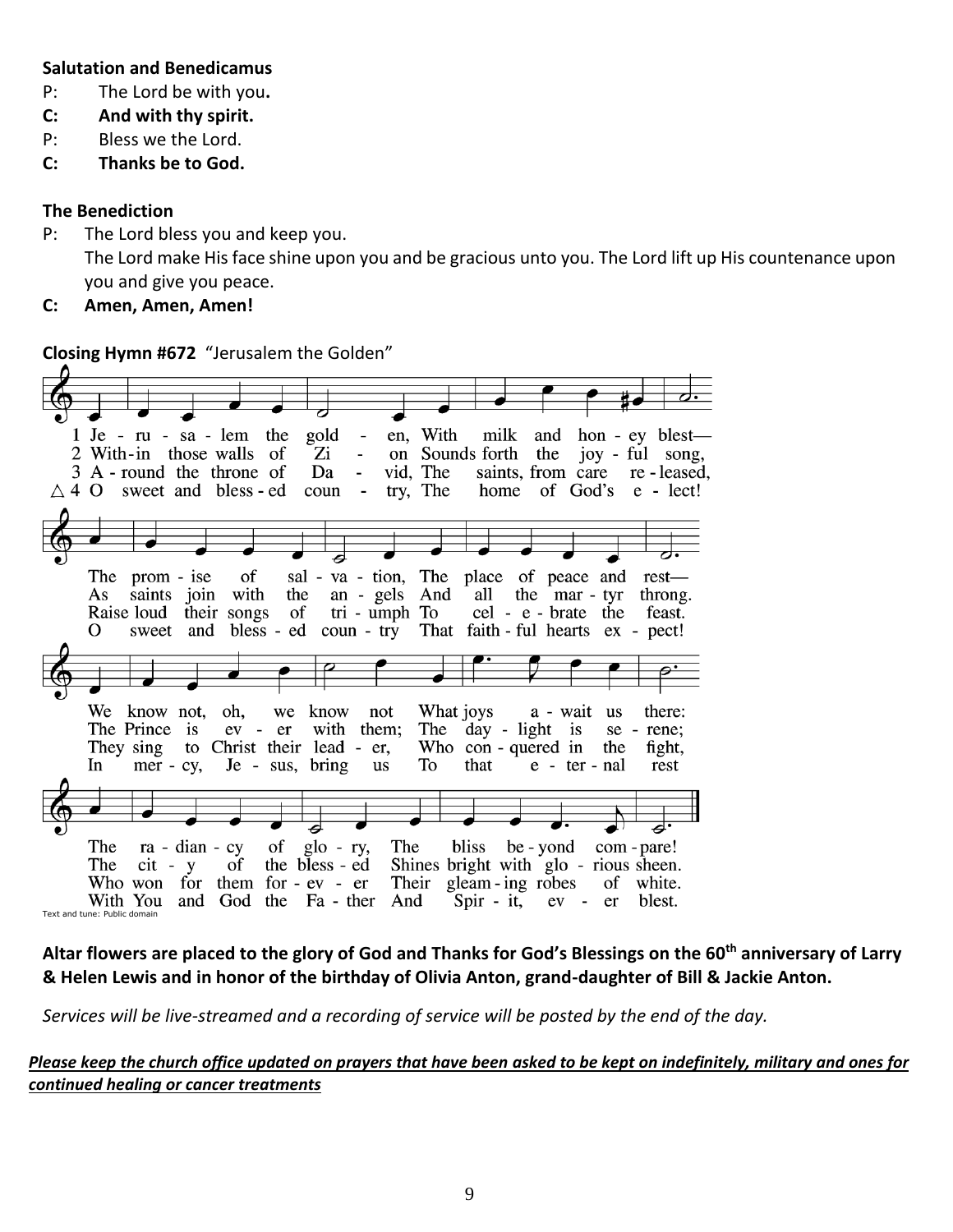**Salutation and Benedicamus**

P: The Lord be with you.

**C: And with thy spirit.**

P: Bless we the Lord.

**C: Thanks be to God.**

**The Benediction**

P: The Lord bless you and keep you.
The Lord make His face shine upon you and be gracious unto you. The Lord lift up His countenance upon you and give you peace.

**C: Amen, Amen, Amen!**

**Closing Hymn #672** "Jerusalem the Golden"

1 Jerusalem the golden, With milk and honey blest—
The promise of salvation, The place of peace and rest—
We know not, oh, we know not What joys await us there:
The radiancy of glory, The bliss beyond compare!

2 Within those walls of Zion Sounds forth the joyful song,
As saints join with the angels And all the martyr throng.
The Prince is ever with them; The daylight is serene;
The city of the blessed Shines bright with glorious sheen.

3 Around the throne of David, The saints, from care released,
Raise loud their songs of triumph To celebrate the feast.
They sing to Christ their leader, Who conquered in the fight,
Who won for them forever Their gleaming robes of white.

△ 4 O sweet and blessed country, The home of God's elect!
O sweet and blessed country That faithful hearts expect!
In mercy, Jesus, bring us To that eternal rest
With You and God the Father And Spirit, ever blest.

Text and tune: Public domain

**Altar flowers are placed to the glory of God and Thanks for God's Blessings on the 60th anniversary of Larry & Helen Lewis and in honor of the birthday of Olivia Anton, grand-daughter of Bill & Jackie Anton.**

*Services will be live-streamed and a recording of service will be posted by the end of the day.*

***<u>Please keep the church office updated on prayers that have been asked to be kept on indefinitely, military and ones for continued healing or cancer treatments</u>***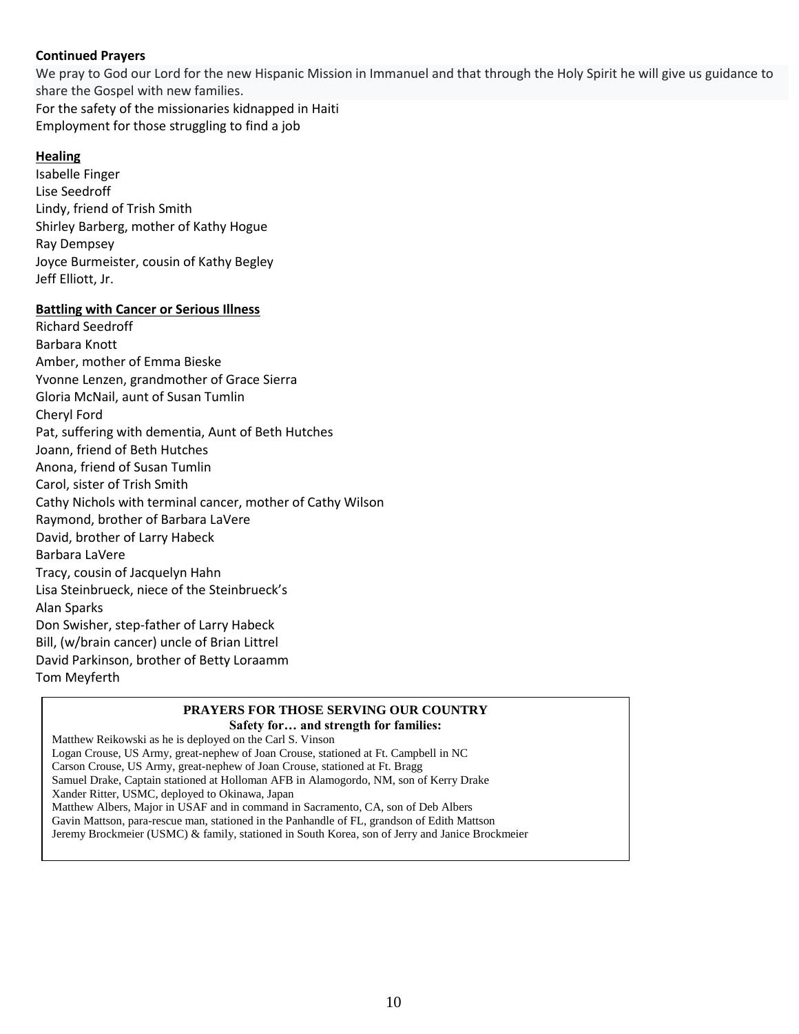**Continued Prayers**

We pray to God our Lord for the new Hispanic Mission in Immanuel and that through the Holy Spirit he will give us guidance to share the Gospel with new families.
For the safety of the missionaries kidnapped in Haiti
Employment for those struggling to find a job

**Healing**

Isabelle Finger
Lise Seedroff
Lindy, friend of Trish Smith
Shirley Barberg, mother of Kathy Hogue
Ray Dempsey
Joyce Burmeister, cousin of Kathy Begley
Jeff Elliott, Jr.

**Battling with Cancer or Serious Illness**

Richard Seedroff
Barbara Knott
Amber, mother of Emma Bieske
Yvonne Lenzen, grandmother of Grace Sierra
Gloria McNail, aunt of Susan Tumlin
Cheryl Ford
Pat, suffering with dementia, Aunt of Beth Hutches
Joann, friend of Beth Hutches
Anona, friend of Susan Tumlin
Carol, sister of Trish Smith
Cathy Nichols with terminal cancer, mother of Cathy Wilson
Raymond, brother of Barbara LaVere
David, brother of Larry Habeck
Barbara LaVere
Tracy, cousin of Jacquelyn Hahn
Lisa Steinbrueck, niece of the Steinbrueck's
Alan Sparks
Don Swisher, step-father of Larry Habeck
Bill, (w/brain cancer) uncle of Brian Littrel
David Parkinson, brother of Betty Loraamm
Tom Meyferth

**PRAYERS FOR THOSE SERVING OUR COUNTRY**
**Safety for… and strength for families:**

Matthew Reikowski as he is deployed on the Carl S. Vinson
Logan Crouse, US Army, great-nephew of Joan Crouse, stationed at Ft. Campbell in NC
Carson Crouse, US Army, great-nephew of Joan Crouse, stationed at Ft. Bragg
Samuel Drake, Captain stationed at Holloman AFB in Alamogordo, NM, son of Kerry Drake
Xander Ritter, USMC, deployed to Okinawa, Japan
Matthew Albers, Major in USAF and in command in Sacramento, CA, son of Deb Albers
Gavin Mattson, para-rescue man, stationed in the Panhandle of FL, grandson of Edith Mattson
Jeremy Brockmeier (USMC) & family, stationed in South Korea, son of Jerry and Janice Brockmeier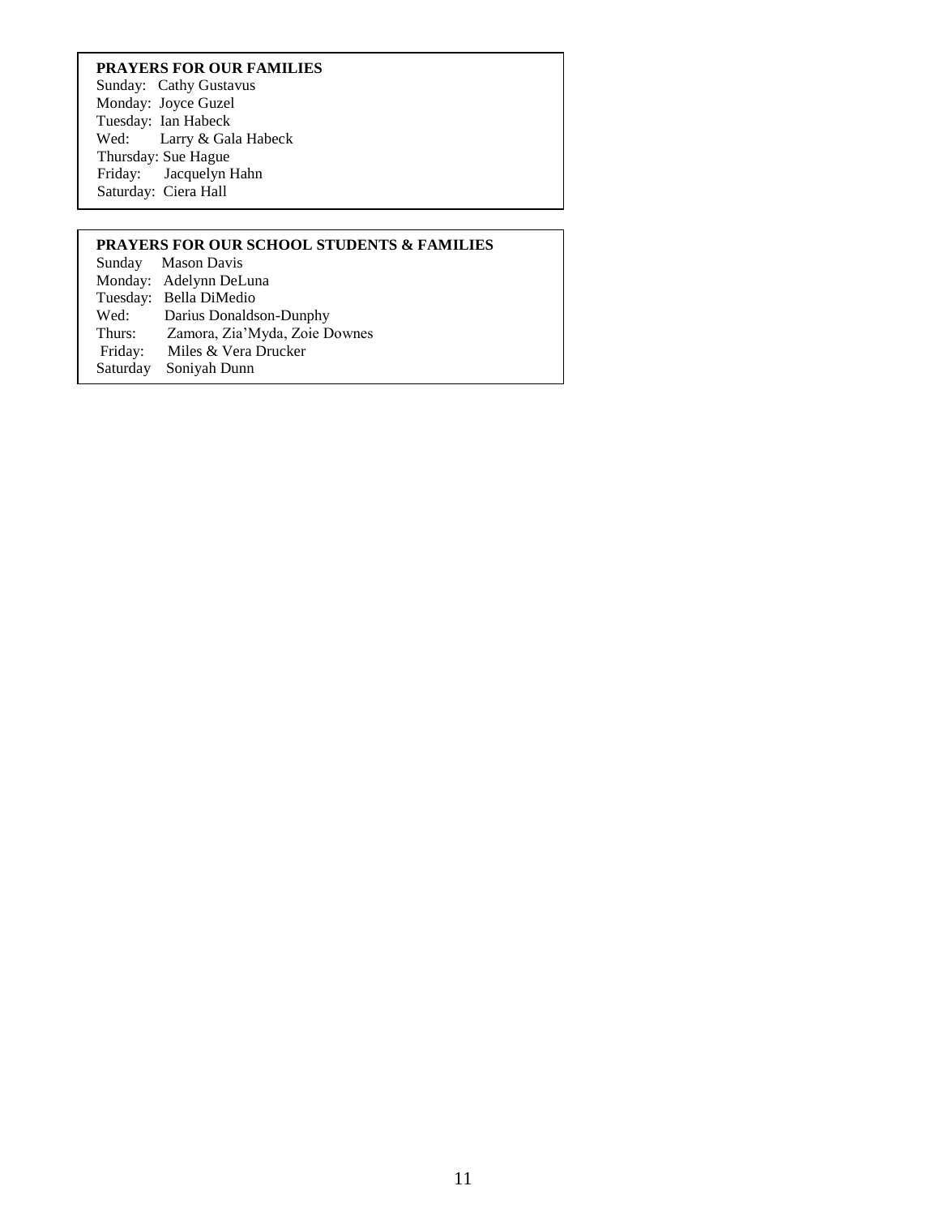**PRAYERS FOR OUR FAMILIES**

Sunday: Cathy Gustavus
Monday: Joyce Guzel
Tuesday: Ian Habeck
Wed: Larry & Gala Habeck
Thursday: Sue Hague
Friday: Jacquelyn Hahn
Saturday: Ciera Hall

**PRAYERS FOR OUR SCHOOL STUDENTS & FAMILIES**

Sunday Mason Davis
Monday: Adelynn DeLuna
Tuesday: Bella DiMedio
Wed: Darius Donaldson-Dunphy
Thurs: Zamora, Zia'Myda, Zoie Downes
Friday: Miles & Vera Drucker
Saturday Soniyah Dunn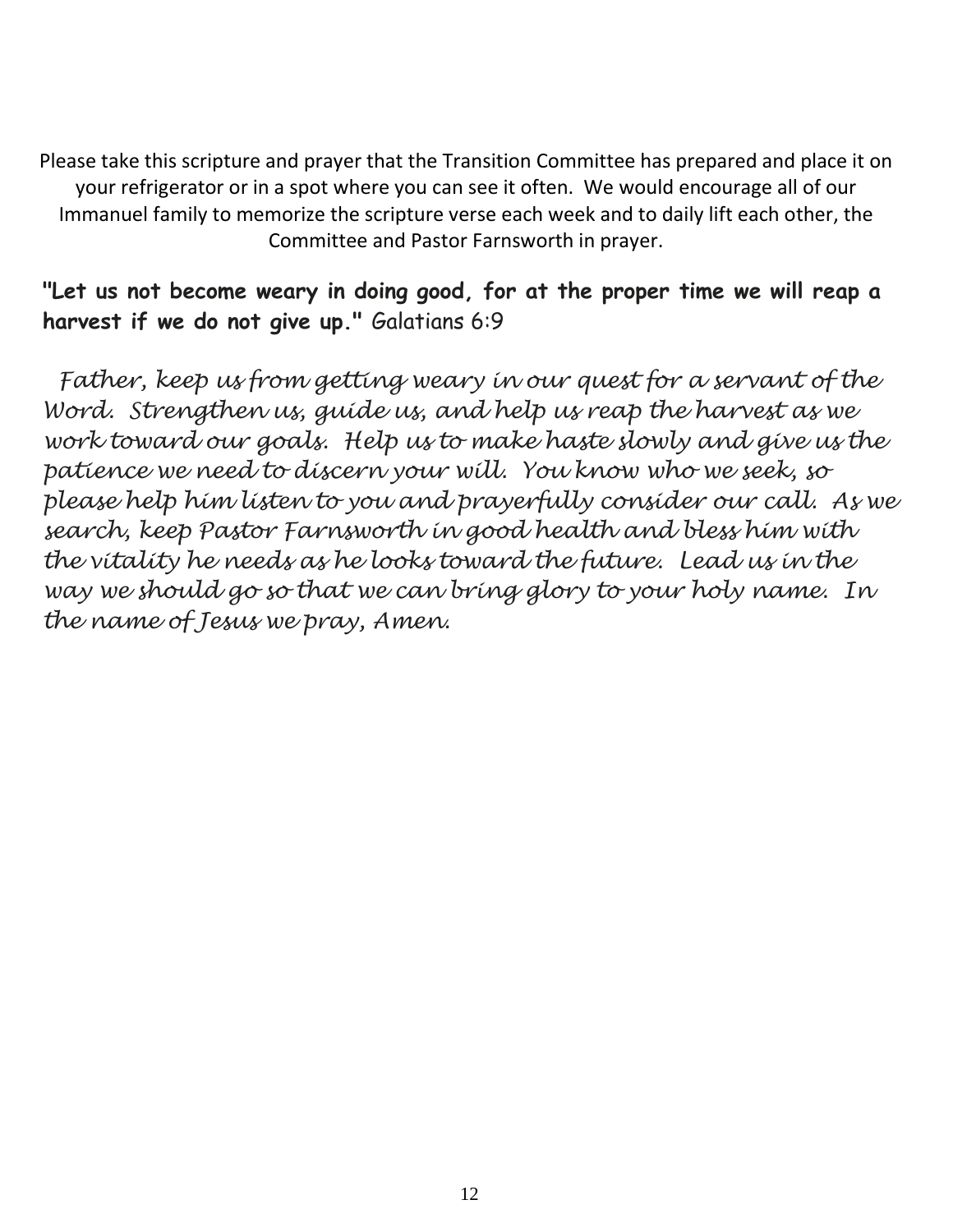Please take this scripture and prayer that the Transition Committee has prepared and place it on your refrigerator or in a spot where you can see it often. We would encourage all of our Immanuel family to memorize the scripture verse each week and to daily lift each other, the Committee and Pastor Farnsworth in prayer.

**"Let us not become weary in doing good, for at the proper time we will reap a harvest if we do not give up."** Galatians 6:9

*Father, keep us from getting weary in our quest for a servant of the Word. Strengthen us, guide us, and help us reap the harvest as we work toward our goals. Help us to make haste slowly and give us the patience we need to discern your will. You know who we seek, so please help him listen to you and prayerfully consider our call. As we search, keep Pastor Farnsworth in good health and bless him with the vitality he needs as he looks toward the future. Lead us in the way we should go so that we can bring glory to your holy name. In the name of Jesus we pray, Amen.*